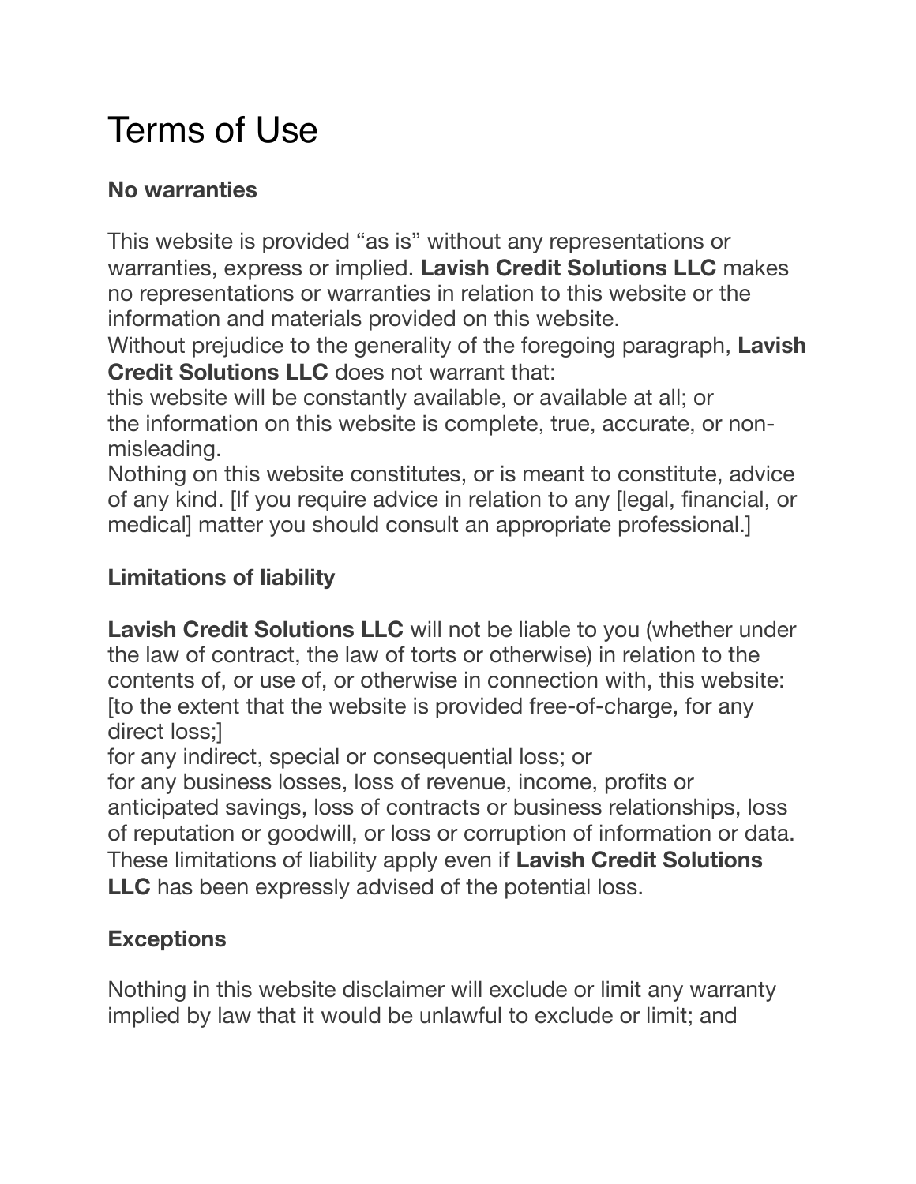# Terms of Use

**No warranties**

This website is provided "as is" without any representations or warranties, express or implied. **Lavish Credit Solutions LLC** makes no representations or warranties in relation to this website or the information and materials provided on this website.
Without prejudice to the generality of the foregoing paragraph, **Lavish Credit Solutions LLC** does not warrant that:
this website will be constantly available, or available at all; or
the information on this website is complete, true, accurate, or non-misleading.
Nothing on this website constitutes, or is meant to constitute, advice of any kind. [If you require advice in relation to any [legal, financial, or medical] matter you should consult an appropriate professional.]

**Limitations of liability**

**Lavish Credit Solutions LLC** will not be liable to you (whether under the law of contract, the law of torts or otherwise) in relation to the contents of, or use of, or otherwise in connection with, this website:
[to the extent that the website is provided free-of-charge, for any direct loss;]
for any indirect, special or consequential loss; or
for any business losses, loss of revenue, income, profits or anticipated savings, loss of contracts or business relationships, loss of reputation or goodwill, or loss or corruption of information or data.
These limitations of liability apply even if **Lavish Credit Solutions LLC** has been expressly advised of the potential loss.

**Exceptions**

Nothing in this website disclaimer will exclude or limit any warranty implied by law that it would be unlawful to exclude or limit; and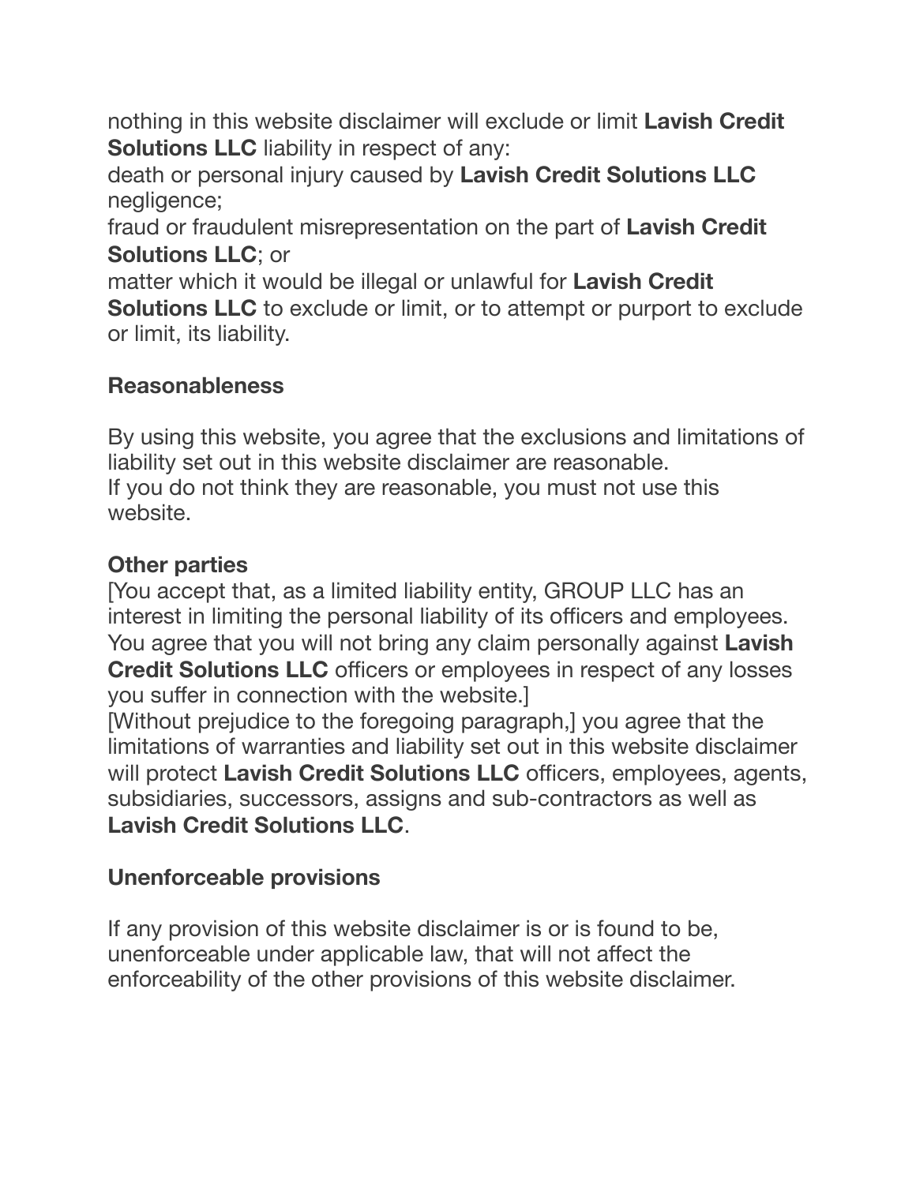nothing in this website disclaimer will exclude or limit **Lavish Credit Solutions LLC** liability in respect of any:

death or personal injury caused by **Lavish Credit Solutions LLC** negligence;

fraud or fraudulent misrepresentation on the part of **Lavish Credit Solutions LLC**; or

matter which it would be illegal or unlawful for **Lavish Credit Solutions LLC** to exclude or limit, or to attempt or purport to exclude or limit, its liability.

## Reasonableness

By using this website, you agree that the exclusions and limitations of liability set out in this website disclaimer are reasonable.

If you do not think they are reasonable, you must not use this website.

## Other parties

[You accept that, as a limited liability entity, GROUP LLC has an interest in limiting the personal liability of its officers and employees. You agree that you will not bring any claim personally against **Lavish Credit Solutions LLC** officers or employees in respect of any losses you suffer in connection with the website.]

[Without prejudice to the foregoing paragraph,] you agree that the limitations of warranties and liability set out in this website disclaimer will protect **Lavish Credit Solutions LLC** officers, employees, agents, subsidiaries, successors, assigns and sub-contractors as well as **Lavish Credit Solutions LLC**.

## Unenforceable provisions

If any provision of this website disclaimer is or is found to be, unenforceable under applicable law, that will not affect the enforceability of the other provisions of this website disclaimer.